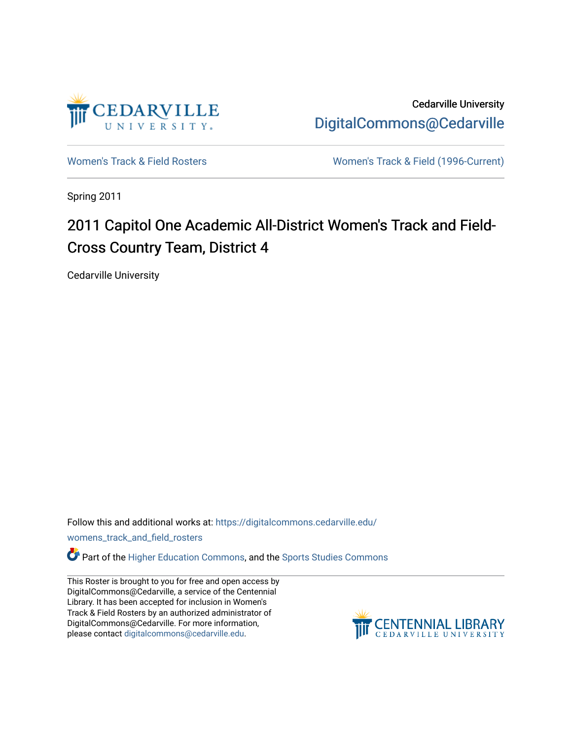Cedarville University

DigitalCommons@Cedarville

Women's Track & Field Rosters

Women's Track & Field (1996-Current)

Spring 2011

# 2011 Capitol One Academic All-District Women's Track and Field-Cross Country Team, District 4

Cedarville University

Follow this and additional works at: https://digitalcommons.cedarville.edu/womens_track_and_field_rosters

Part of the Higher Education Commons, and the Sports Studies Commons

This Roster is brought to you for free and open access by DigitalCommons@Cedarville, a service of the Centennial Library. It has been accepted for inclusion in Women's Track & Field Rosters by an authorized administrator of DigitalCommons@Cedarville. For more information, please contact digitalcommons@cedarville.edu.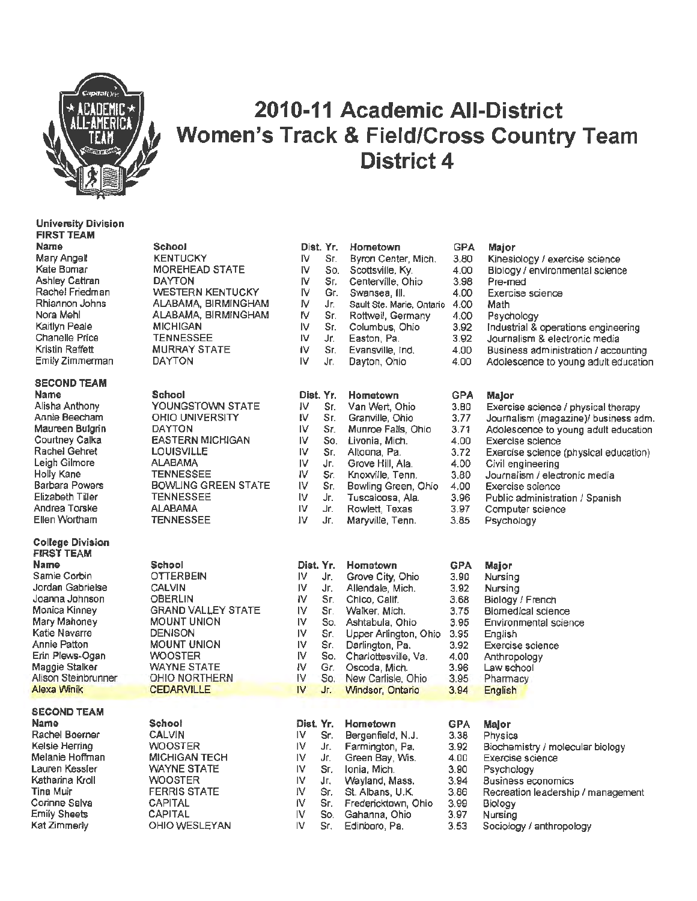# 2010-11 Academic All-District Women's Track & Field/Cross Country Team District 4

## University Division

### FIRST TEAM

| Name | School | Dist. | Yr. | Hometown | GPA | Major |
|---|---|---|---|---|---|---|
| Mary Angelt | KENTUCKY | IV | Sr. | Byron Center, Mich. | 3.80 | Kinesiology / exercise science |
| Kate Bomar | MOREHEAD STATE | IV | So. | Scottsville, Ky. | 4.00 | Biology / environmental science |
| Ashley Cattran | DAYTON | IV | Sr. | Centerville, Ohio | 3.98 | Pre-med |
| Rachel Friedman | WESTERN KENTUCKY | IV | Gr. | Swansea, Ill. | 4.00 | Exercise science |
| Rhiannon Johns | ALABAMA, BIRMINGHAM | IV | Jr. | Sault Ste. Marie, Ontario | 4.00 | Math |
| Nora Mehl | ALABAMA, BIRMINGHAM | IV | Sr. | Rottweil, Germany | 4.00 | Psychology |
| Kaitlyn Peale | MICHIGAN | IV | Sr. | Columbus, Ohio | 3.92 | Industrial & operations engineering |
| Chanelle Price | TENNESSEE | IV | Jr. | Easton, Pa. | 3.92 | Journalism & electronic media |
| Kristin Reffett | MURRAY STATE | IV | Sr. | Evansville, Ind. | 4.00 | Business administration / accounting |
| Emily Zimmerman | DAYTON | IV | Jr. | Dayton, Ohio | 4.00 | Adolescence to young adult education |

### SECOND TEAM

| Name | School | Dist. | Yr. | Hometown | GPA | Major |
|---|---|---|---|---|---|---|
| Alisha Anthony | YOUNGSTOWN STATE | IV | Sr. | Van Wert, Ohio | 3.80 | Exercise science / physical therapy |
| Annie Beecham | OHIO UNIVERSITY | IV | Sr. | Granville, Ohio | 3.77 | Journalism (magazine)/ business adm. |
| Maureen Bulgrin | DAYTON | IV | Sr. | Munroe Falls, Ohio | 3.71 | Adolescence to young adult education |
| Courtney Calka | EASTERN MICHIGAN | IV | So. | Livonia, Mich. | 4.00 | Exercise science |
| Rachel Gehret | LOUISVILLE | IV | Sr. | Altoona, Pa. | 3.72 | Exercise science (physical education) |
| Leigh Gilmore | ALABAMA | IV | Jr. | Grove Hill, Ala. | 4.00 | Civil engineering |
| Holly Kane | TENNESSEE | IV | Sr. | Knoxville, Tenn. | 3.80 | Journalism / electronic media |
| Barbara Powers | BOWLING GREEN STATE | IV | Sr. | Bowling Green, Ohio | 4.00 | Exercise science |
| Elizabeth Tiller | TENNESSEE | IV | Jr. | Tuscaloosa, Ala. | 3.96 | Public administration / Spanish |
| Andrea Torske | ALABAMA | IV | Jr. | Rowlett, Texas | 3.97 | Computer science |
| Ellen Wortham | TENNESSEE | IV | Jr. | Maryville, Tenn. | 3.85 | Psychology |

## College Division

### FIRST TEAM

| Name | School | Dist. | Yr. | Hometown | GPA | Major |
|---|---|---|---|---|---|---|
| Samie Corbin | OTTERBEIN | IV | Jr. | Grove City, Ohio | 3.90 | Nursing |
| Jordan Gabrielse | CALVIN | IV | Jr. | Allendale, Mich. | 3.92 | Nursing |
| Joanna Johnson | OBERLIN | IV | Sr. | Chico, Calif. | 3.68 | Biology / French |
| Monica Kinney | GRAND VALLEY STATE | IV | Sr. | Walker, Mich. | 3.75 | Biomedical science |
| Mary Mahoney | MOUNT UNION | IV | So. | Ashtabula, Ohio | 3.95 | Environmental science |
| Katie Navarre | DENISON | IV | Sr. | Upper Arlington, Ohio | 3.95 | English |
| Annie Patton | MOUNT UNION | IV | Sr. | Darlington, Pa. | 3.92 | Exercise science |
| Erin Plews-Ogan | WOOSTER | IV | So. | Charlottesville, Va. | 4.00 | Anthropology |
| Maggie Stalker | WAYNE STATE | IV | Gr. | Oscoda, Mich. | 3.96 | Law school |
| Alison Steinbrunner | OHIO NORTHERN | IV | So. | New Carlisle, Ohio | 3.95 | Pharmacy |
| Alexa Winik | CEDARVILLE | IV | Jr. | Windsor, Ontario | 3.94 | English |

### SECOND TEAM

| Name | School | Dist. | Yr. | Hometown | GPA | Major |
|---|---|---|---|---|---|---|
| Rachel Boerner | CALVIN | IV | Sr. | Bergenfield, N.J. | 3.38 | Physics |
| Kelsie Herring | WOOSTER | IV | Jr. | Farmington, Pa. | 3.92 | Biochemistry / molecular biology |
| Melanie Hoffman | MICHIGAN TECH | IV | Jr. | Green Bay, Wis. | 4.00 | Exercise science |
| Lauren Kessler | WAYNE STATE | IV | Sr. | Ionia, Mich. | 3.90 | Psychology |
| Katharina Kroll | WOOSTER | IV | Jr. | Wayland, Mass. | 3.94 | Business economics |
| Tina Muir | FERRIS STATE | IV | Sr. | St. Albans, U.K. | 3.86 | Recreation leadership / management |
| Corinne Selva | CAPITAL | IV | Sr. | Fredericktown, Ohio | 3.99 | Biology |
| Emily Sheets | CAPITAL | IV | So. | Gahanna, Ohio | 3.97 | Nursing |
| Kat Zimmerly | OHIO WESLEYAN | IV | Sr. | Edinboro, Pa. | 3.53 | Sociology / anthropology |